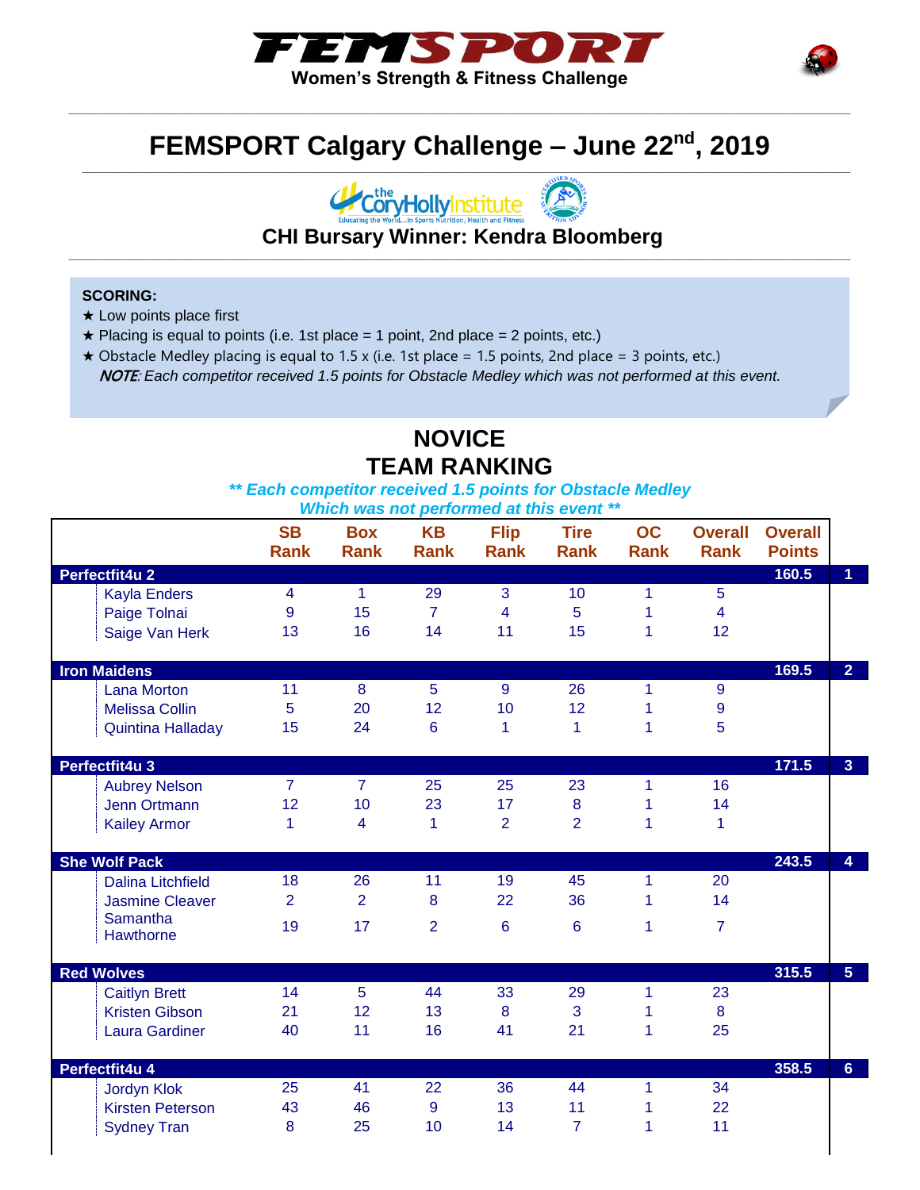# FEMSPORT

**Women's Strength & Fitness Challenge**

## FEMSPORT Calgary Challenge – June 22nd, 2019

**CHI Bursary Winner: Kendra Bloomberg**

**SCORING:**

- ★ Low points place first
- ★ Placing is equal to points (i.e. 1st place = 1 point, 2nd place = 2 points, etc.)
- ★ Obstacle Medley placing is equal to 1.5 x (i.e. 1st place = 1.5 points, 2nd place = 3 points, etc.)

  *NOTE: Each competitor received 1.5 points for Obstacle Medley which was not performed at this event.*

## NOVICE
## TEAM RANKING

***\*\* Each competitor received 1.5 points for Obstacle Medley Which was not performed at this event \*\****

| | SB Rank | Box Rank | KB Rank | Flip Rank | Tire Rank | OC Rank | Overall Rank | Overall Points | |
|---|---|---|---|---|---|---|---|---|---|
| **Perfectfit4u 2** | | | | | | | | 160.5 | 1 |
| Kayla Enders | 4 | 1 | 29 | 3 | 10 | 1 | 5 | | |
| Paige Tolnai | 9 | 15 | 7 | 4 | 5 | 1 | 4 | | |
| Saige Van Herk | 13 | 16 | 14 | 11 | 15 | 1 | 12 | | |
| **Iron Maidens** | | | | | | | | 169.5 | 2 |
| Lana Morton | 11 | 8 | 5 | 9 | 26 | 1 | 9 | | |
| Melissa Collin | 5 | 20 | 12 | 10 | 12 | 1 | 9 | | |
| Quintina Halladay | 15 | 24 | 6 | 1 | 1 | 1 | 5 | | |
| **Perfectfit4u 3** | | | | | | | | 171.5 | 3 |
| Aubrey Nelson | 7 | 7 | 25 | 25 | 23 | 1 | 16 | | |
| Jenn Ortmann | 12 | 10 | 23 | 17 | 8 | 1 | 14 | | |
| Kailey Armor | 1 | 4 | 1 | 2 | 2 | 1 | 1 | | |
| **She Wolf Pack** | | | | | | | | 243.5 | 4 |
| Dalina Litchfield | 18 | 26 | 11 | 19 | 45 | 1 | 20 | | |
| Jasmine Cleaver | 2 | 2 | 8 | 22 | 36 | 1 | 14 | | |
| Samantha Hawthorne | 19 | 17 | 2 | 6 | 6 | 1 | 7 | | |
| **Red Wolves** | | | | | | | | 315.5 | 5 |
| Caitlyn Brett | 14 | 5 | 44 | 33 | 29 | 1 | 23 | | |
| Kristen Gibson | 21 | 12 | 13 | 8 | 3 | 1 | 8 | | |
| Laura Gardiner | 40 | 11 | 16 | 41 | 21 | 1 | 25 | | |
| **Perfectfit4u 4** | | | | | | | | 358.5 | 6 |
| Jordyn Klok | 25 | 41 | 22 | 36 | 44 | 1 | 34 | | |
| Kirsten Peterson | 43 | 46 | 9 | 13 | 11 | 1 | 22 | | |
| Sydney Tran | 8 | 25 | 10 | 14 | 7 | 1 | 11 | | |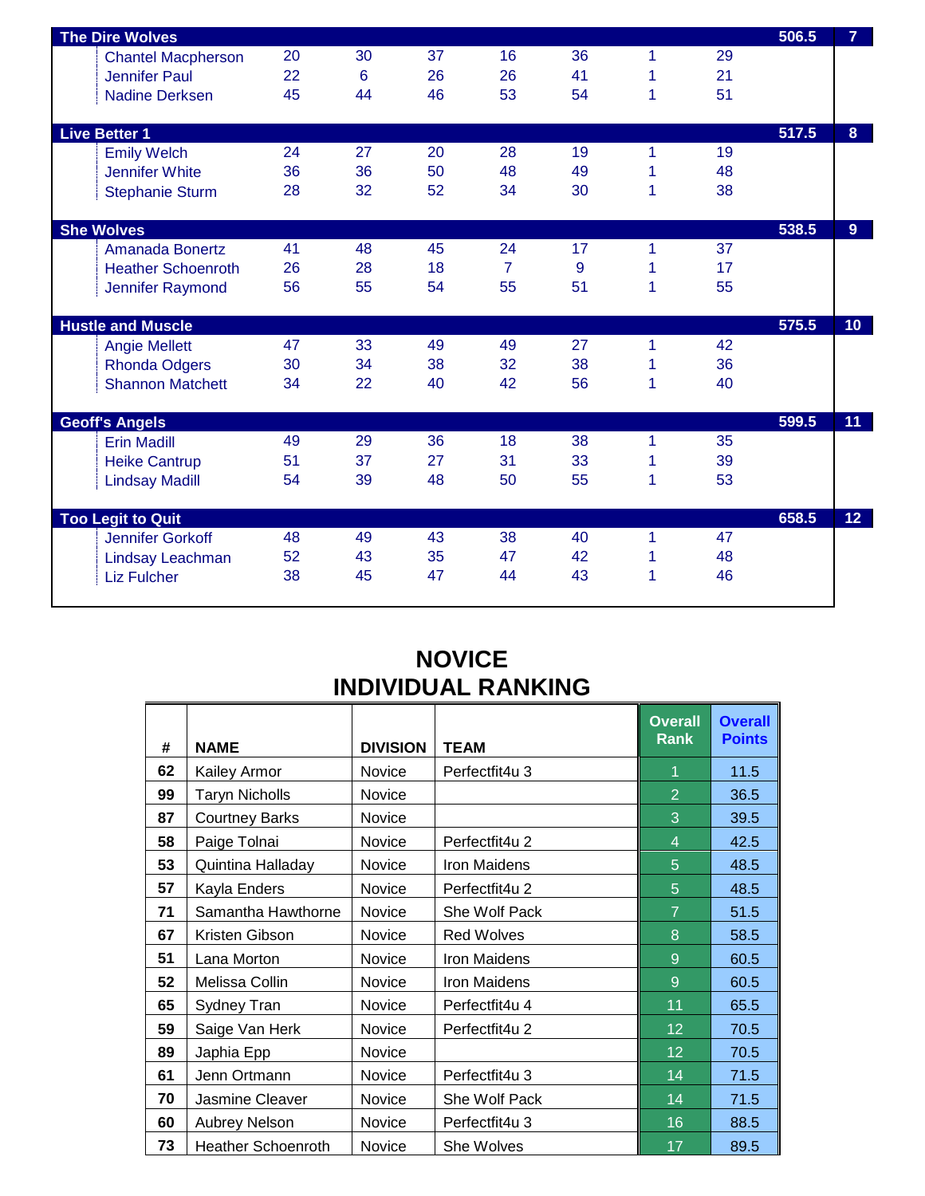| Team / Member | | | | | | | | Total | Rank |
|---|---|---|---|---|---|---|---|---|---|
| **The Dire Wolves** | | | | | | | | **506.5** | **7** |
| Chantel Macpherson | 20 | 30 | 37 | 16 | 36 | 1 | 29 | | |
| Jennifer Paul | 22 | 6 | 26 | 26 | 41 | 1 | 21 | | |
| Nadine Derksen | 45 | 44 | 46 | 53 | 54 | 1 | 51 | | |
| **Live Better 1** | | | | | | | | **517.5** | **8** |
| Emily Welch | 24 | 27 | 20 | 28 | 19 | 1 | 19 | | |
| Jennifer White | 36 | 36 | 50 | 48 | 49 | 1 | 48 | | |
| Stephanie Sturm | 28 | 32 | 52 | 34 | 30 | 1 | 38 | | |
| **She Wolves** | | | | | | | | **538.5** | **9** |
| Amanada Bonertz | 41 | 48 | 45 | 24 | 17 | 1 | 37 | | |
| Heather Schoenroth | 26 | 28 | 18 | 7 | 9 | 1 | 17 | | |
| Jennifer Raymond | 56 | 55 | 54 | 55 | 51 | 1 | 55 | | |
| **Hustle and Muscle** | | | | | | | | **575.5** | **10** |
| Angie Mellett | 47 | 33 | 49 | 49 | 27 | 1 | 42 | | |
| Rhonda Odgers | 30 | 34 | 38 | 32 | 38 | 1 | 36 | | |
| Shannon Matchett | 34 | 22 | 40 | 42 | 56 | 1 | 40 | | |
| **Geoff's Angels** | | | | | | | | **599.5** | **11** |
| Erin Madill | 49 | 29 | 36 | 18 | 38 | 1 | 35 | | |
| Heike Cantrup | 51 | 37 | 27 | 31 | 33 | 1 | 39 | | |
| Lindsay Madill | 54 | 39 | 48 | 50 | 55 | 1 | 53 | | |
| **Too Legit to Quit** | | | | | | | | **658.5** | **12** |
| Jennifer Gorkoff | 48 | 49 | 43 | 38 | 40 | 1 | 47 | | |
| Lindsay Leachman | 52 | 43 | 35 | 47 | 42 | 1 | 48 | | |
| Liz Fulcher | 38 | 45 | 47 | 44 | 43 | 1 | 46 | | |

# NOVICE
# INDIVIDUAL RANKING

| # | NAME | DIVISION | TEAM | Overall Rank | Overall Points |
|---|---|---|---|---|---|
| 62 | Kailey Armor | Novice | Perfectfit4u 3 | 1 | 11.5 |
| 99 | Taryn Nicholls | Novice | | 2 | 36.5 |
| 87 | Courtney Barks | Novice | | 3 | 39.5 |
| 58 | Paige Tolnai | Novice | Perfectfit4u 2 | 4 | 42.5 |
| 53 | Quintina Halladay | Novice | Iron Maidens | 5 | 48.5 |
| 57 | Kayla Enders | Novice | Perfectfit4u 2 | 5 | 48.5 |
| 71 | Samantha Hawthorne | Novice | She Wolf Pack | 7 | 51.5 |
| 67 | Kristen Gibson | Novice | Red Wolves | 8 | 58.5 |
| 51 | Lana Morton | Novice | Iron Maidens | 9 | 60.5 |
| 52 | Melissa Collin | Novice | Iron Maidens | 9 | 60.5 |
| 65 | Sydney Tran | Novice | Perfectfit4u 4 | 11 | 65.5 |
| 59 | Saige Van Herk | Novice | Perfectfit4u 2 | 12 | 70.5 |
| 89 | Japhia Epp | Novice | | 12 | 70.5 |
| 61 | Jenn Ortmann | Novice | Perfectfit4u 3 | 14 | 71.5 |
| 70 | Jasmine Cleaver | Novice | She Wolf Pack | 14 | 71.5 |
| 60 | Aubrey Nelson | Novice | Perfectfit4u 3 | 16 | 88.5 |
| 73 | Heather Schoenroth | Novice | She Wolves | 17 | 89.5 |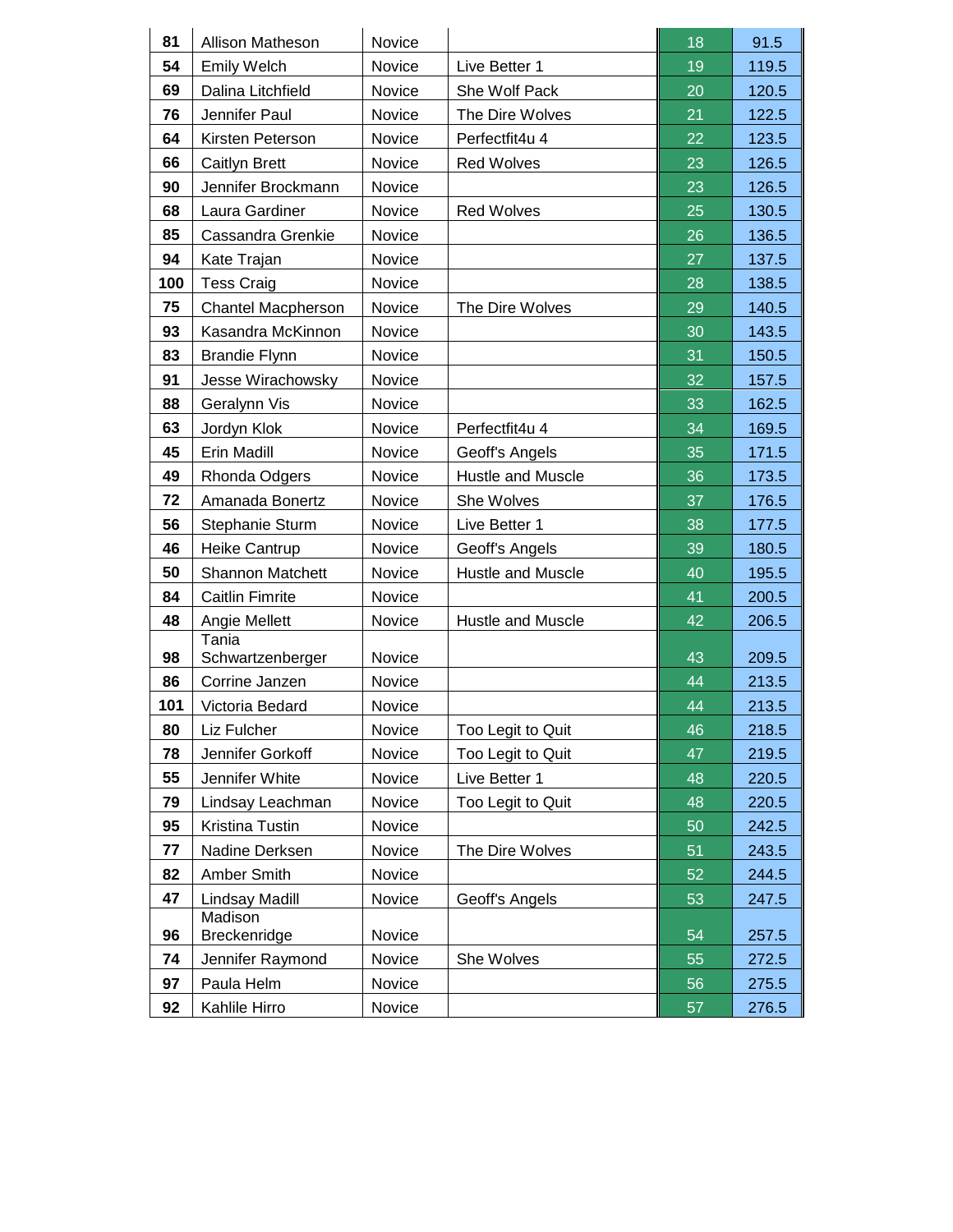| | | | | | |
|---|---|---|---|---|---|
| 81 | Allison Matheson | Novice | | 18 | 91.5 |
| 54 | Emily Welch | Novice | Live Better 1 | 19 | 119.5 |
| 69 | Dalina Litchfield | Novice | She Wolf Pack | 20 | 120.5 |
| 76 | Jennifer Paul | Novice | The Dire Wolves | 21 | 122.5 |
| 64 | Kirsten Peterson | Novice | Perfectfit4u 4 | 22 | 123.5 |
| 66 | Caitlyn Brett | Novice | Red Wolves | 23 | 126.5 |
| 90 | Jennifer Brockmann | Novice | | 23 | 126.5 |
| 68 | Laura Gardiner | Novice | Red Wolves | 25 | 130.5 |
| 85 | Cassandra Grenkie | Novice | | 26 | 136.5 |
| 94 | Kate Trajan | Novice | | 27 | 137.5 |
| 100 | Tess Craig | Novice | | 28 | 138.5 |
| 75 | Chantel Macpherson | Novice | The Dire Wolves | 29 | 140.5 |
| 93 | Kasandra McKinnon | Novice | | 30 | 143.5 |
| 83 | Brandie Flynn | Novice | | 31 | 150.5 |
| 91 | Jesse Wirachowsky | Novice | | 32 | 157.5 |
| 88 | Geralynn Vis | Novice | | 33 | 162.5 |
| 63 | Jordyn Klok | Novice | Perfectfit4u 4 | 34 | 169.5 |
| 45 | Erin Madill | Novice | Geoff's Angels | 35 | 171.5 |
| 49 | Rhonda Odgers | Novice | Hustle and Muscle | 36 | 173.5 |
| 72 | Amanada Bonertz | Novice | She Wolves | 37 | 176.5 |
| 56 | Stephanie Sturm | Novice | Live Better 1 | 38 | 177.5 |
| 46 | Heike Cantrup | Novice | Geoff's Angels | 39 | 180.5 |
| 50 | Shannon Matchett | Novice | Hustle and Muscle | 40 | 195.5 |
| 84 | Caitlin Fimrite | Novice | | 41 | 200.5 |
| 48 | Angie Mellett | Novice | Hustle and Muscle | 42 | 206.5 |
| 98 | Tania Schwartzenberger | Novice | | 43 | 209.5 |
| 86 | Corrine Janzen | Novice | | 44 | 213.5 |
| 101 | Victoria Bedard | Novice | | 44 | 213.5 |
| 80 | Liz Fulcher | Novice | Too Legit to Quit | 46 | 218.5 |
| 78 | Jennifer Gorkoff | Novice | Too Legit to Quit | 47 | 219.5 |
| 55 | Jennifer White | Novice | Live Better 1 | 48 | 220.5 |
| 79 | Lindsay Leachman | Novice | Too Legit to Quit | 48 | 220.5 |
| 95 | Kristina Tustin | Novice | | 50 | 242.5 |
| 77 | Nadine Derksen | Novice | The Dire Wolves | 51 | 243.5 |
| 82 | Amber Smith | Novice | | 52 | 244.5 |
| 47 | Lindsay Madill | Novice | Geoff's Angels | 53 | 247.5 |
| 96 | Madison Breckenridge | Novice | | 54 | 257.5 |
| 74 | Jennifer Raymond | Novice | She Wolves | 55 | 272.5 |
| 97 | Paula Helm | Novice | | 56 | 275.5 |
| 92 | Kahlile Hirro | Novice | | 57 | 276.5 |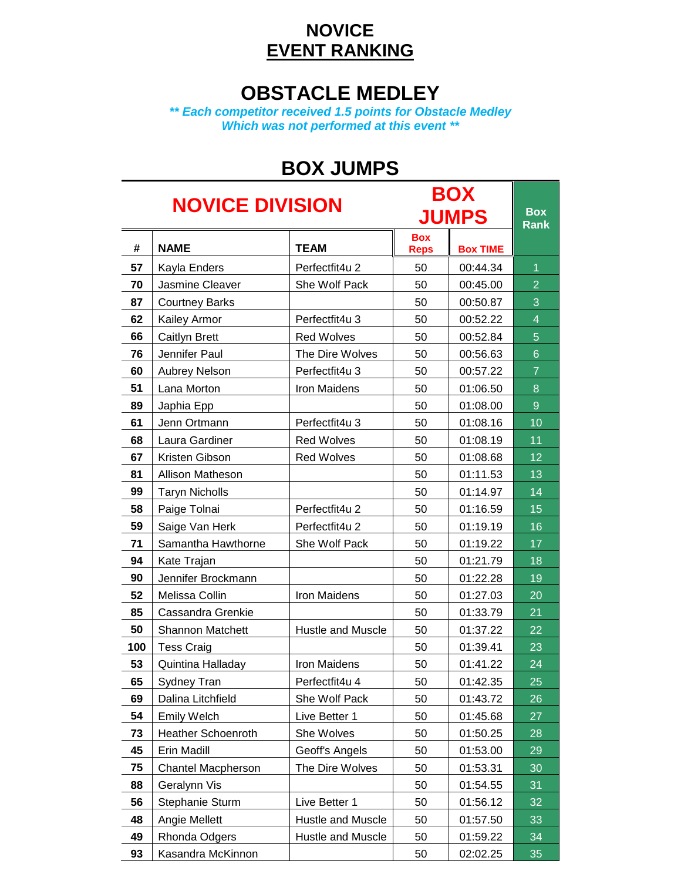# NOVICE
# EVENT RANKING

## OBSTACLE MEDLEY

***** Each competitor received 1.5 points for Obstacle Medley Which was not performed at this event *****

## BOX JUMPS

| NOVICE DIVISION | | | BOX JUMPS | | Box Rank |
|---|---|---|---|---|---|
| **#** | **NAME** | **TEAM** | **Box Reps** | **Box TIME** | |
| 57 | Kayla Enders | Perfectfit4u 2 | 50 | 00:44.34 | 1 |
| 70 | Jasmine Cleaver | She Wolf Pack | 50 | 00:45.00 | 2 |
| 87 | Courtney Barks | | 50 | 00:50.87 | 3 |
| 62 | Kailey Armor | Perfectfit4u 3 | 50 | 00:52.22 | 4 |
| 66 | Caitlyn Brett | Red Wolves | 50 | 00:52.84 | 5 |
| 76 | Jennifer Paul | The Dire Wolves | 50 | 00:56.63 | 6 |
| 60 | Aubrey Nelson | Perfectfit4u 3 | 50 | 00:57.22 | 7 |
| 51 | Lana Morton | Iron Maidens | 50 | 01:06.50 | 8 |
| 89 | Japhia Epp | | 50 | 01:08.00 | 9 |
| 61 | Jenn Ortmann | Perfectfit4u 3 | 50 | 01:08.16 | 10 |
| 68 | Laura Gardiner | Red Wolves | 50 | 01:08.19 | 11 |
| 67 | Kristen Gibson | Red Wolves | 50 | 01:08.68 | 12 |
| 81 | Allison Matheson | | 50 | 01:11.53 | 13 |
| 99 | Taryn Nicholls | | 50 | 01:14.97 | 14 |
| 58 | Paige Tolnai | Perfectfit4u 2 | 50 | 01:16.59 | 15 |
| 59 | Saige Van Herk | Perfectfit4u 2 | 50 | 01:19.19 | 16 |
| 71 | Samantha Hawthorne | She Wolf Pack | 50 | 01:19.22 | 17 |
| 94 | Kate Trajan | | 50 | 01:21.79 | 18 |
| 90 | Jennifer Brockmann | | 50 | 01:22.28 | 19 |
| 52 | Melissa Collin | Iron Maidens | 50 | 01:27.03 | 20 |
| 85 | Cassandra Grenkie | | 50 | 01:33.79 | 21 |
| 50 | Shannon Matchett | Hustle and Muscle | 50 | 01:37.22 | 22 |
| 100 | Tess Craig | | 50 | 01:39.41 | 23 |
| 53 | Quintina Halladay | Iron Maidens | 50 | 01:41.22 | 24 |
| 65 | Sydney Tran | Perfectfit4u 4 | 50 | 01:42.35 | 25 |
| 69 | Dalina Litchfield | She Wolf Pack | 50 | 01:43.72 | 26 |
| 54 | Emily Welch | Live Better 1 | 50 | 01:45.68 | 27 |
| 73 | Heather Schoenroth | She Wolves | 50 | 01:50.25 | 28 |
| 45 | Erin Madill | Geoff's Angels | 50 | 01:53.00 | 29 |
| 75 | Chantel Macpherson | The Dire Wolves | 50 | 01:53.31 | 30 |
| 88 | Geralynn Vis | | 50 | 01:54.55 | 31 |
| 56 | Stephanie Sturm | Live Better 1 | 50 | 01:56.12 | 32 |
| 48 | Angie Mellett | Hustle and Muscle | 50 | 01:57.50 | 33 |
| 49 | Rhonda Odgers | Hustle and Muscle | 50 | 01:59.22 | 34 |
| 93 | Kasandra McKinnon | | 50 | 02:02.25 | 35 |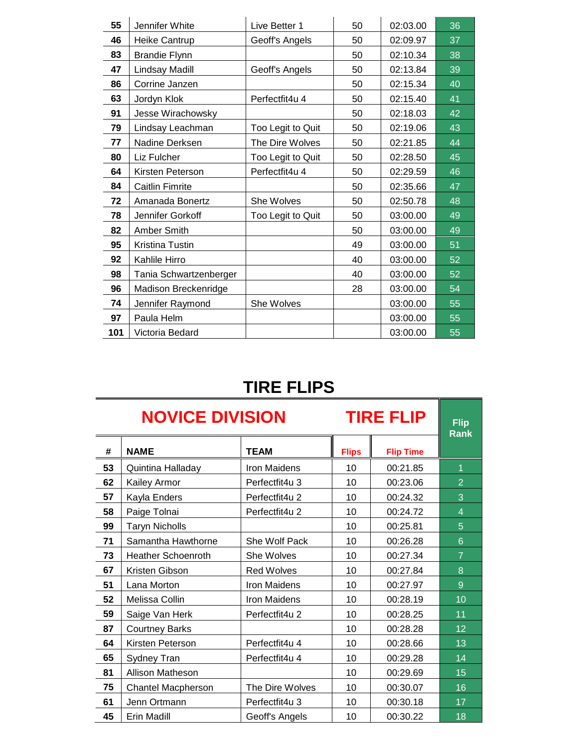| | | | | | |
|---|---|---|---|---|---|
| 55 | Jennifer White | Live Better 1 | 50 | 02:03.00 | 36 |
| 46 | Heike Cantrup | Geoff's Angels | 50 | 02:09.97 | 37 |
| 83 | Brandie Flynn | | 50 | 02:10.34 | 38 |
| 47 | Lindsay Madill | Geoff's Angels | 50 | 02:13.84 | 39 |
| 86 | Corrine Janzen | | 50 | 02:15.34 | 40 |
| 63 | Jordyn Klok | Perfectfit4u 4 | 50 | 02:15.40 | 41 |
| 91 | Jesse Wirachowsky | | 50 | 02:18.03 | 42 |
| 79 | Lindsay Leachman | Too Legit to Quit | 50 | 02:19.06 | 43 |
| 77 | Nadine Derksen | The Dire Wolves | 50 | 02:21.85 | 44 |
| 80 | Liz Fulcher | Too Legit to Quit | 50 | 02:28.50 | 45 |
| 64 | Kirsten Peterson | Perfectfit4u 4 | 50 | 02:29.59 | 46 |
| 84 | Caitlin Fimrite | | 50 | 02:35.66 | 47 |
| 72 | Amanada Bonertz | She Wolves | 50 | 02:50.78 | 48 |
| 78 | Jennifer Gorkoff | Too Legit to Quit | 50 | 03:00.00 | 49 |
| 82 | Amber Smith | | 50 | 03:00.00 | 49 |
| 95 | Kristina Tustin | | 49 | 03:00.00 | 51 |
| 92 | Kahlile Hirro | | 40 | 03:00.00 | 52 |
| 98 | Tania Schwartzenberger | | 40 | 03:00.00 | 52 |
| 96 | Madison Breckenridge | | 28 | 03:00.00 | 54 |
| 74 | Jennifer Raymond | She Wolves | | 03:00.00 | 55 |
| 97 | Paula Helm | | | 03:00.00 | 55 |
| 101 | Victoria Bedard | | | 03:00.00 | 55 |

# TIRE FLIPS

| NOVICE DIVISION | | | TIRE FLIP | | Flip Rank |
|---|---|---|---|---|---|
| # | NAME | TEAM | Flips | Flip Time | |
| 53 | Quintina Halladay | Iron Maidens | 10 | 00:21.85 | 1 |
| 62 | Kailey Armor | Perfectfit4u 3 | 10 | 00:23.06 | 2 |
| 57 | Kayla Enders | Perfectfit4u 2 | 10 | 00:24.32 | 3 |
| 58 | Paige Tolnai | Perfectfit4u 2 | 10 | 00:24.72 | 4 |
| 99 | Taryn Nicholls | | 10 | 00:25.81 | 5 |
| 71 | Samantha Hawthorne | She Wolf Pack | 10 | 00:26.28 | 6 |
| 73 | Heather Schoenroth | She Wolves | 10 | 00:27.34 | 7 |
| 67 | Kristen Gibson | Red Wolves | 10 | 00:27.84 | 8 |
| 51 | Lana Morton | Iron Maidens | 10 | 00:27.97 | 9 |
| 52 | Melissa Collin | Iron Maidens | 10 | 00:28.19 | 10 |
| 59 | Saige Van Herk | Perfectfit4u 2 | 10 | 00:28.25 | 11 |
| 87 | Courtney Barks | | 10 | 00:28.28 | 12 |
| 64 | Kirsten Peterson | Perfectfit4u 4 | 10 | 00:28.66 | 13 |
| 65 | Sydney Tran | Perfectfit4u 4 | 10 | 00:29.28 | 14 |
| 81 | Allison Matheson | | 10 | 00:29.69 | 15 |
| 75 | Chantel Macpherson | The Dire Wolves | 10 | 00:30.07 | 16 |
| 61 | Jenn Ortmann | Perfectfit4u 3 | 10 | 00:30.18 | 17 |
| 45 | Erin Madill | Geoff's Angels | 10 | 00:30.22 | 18 |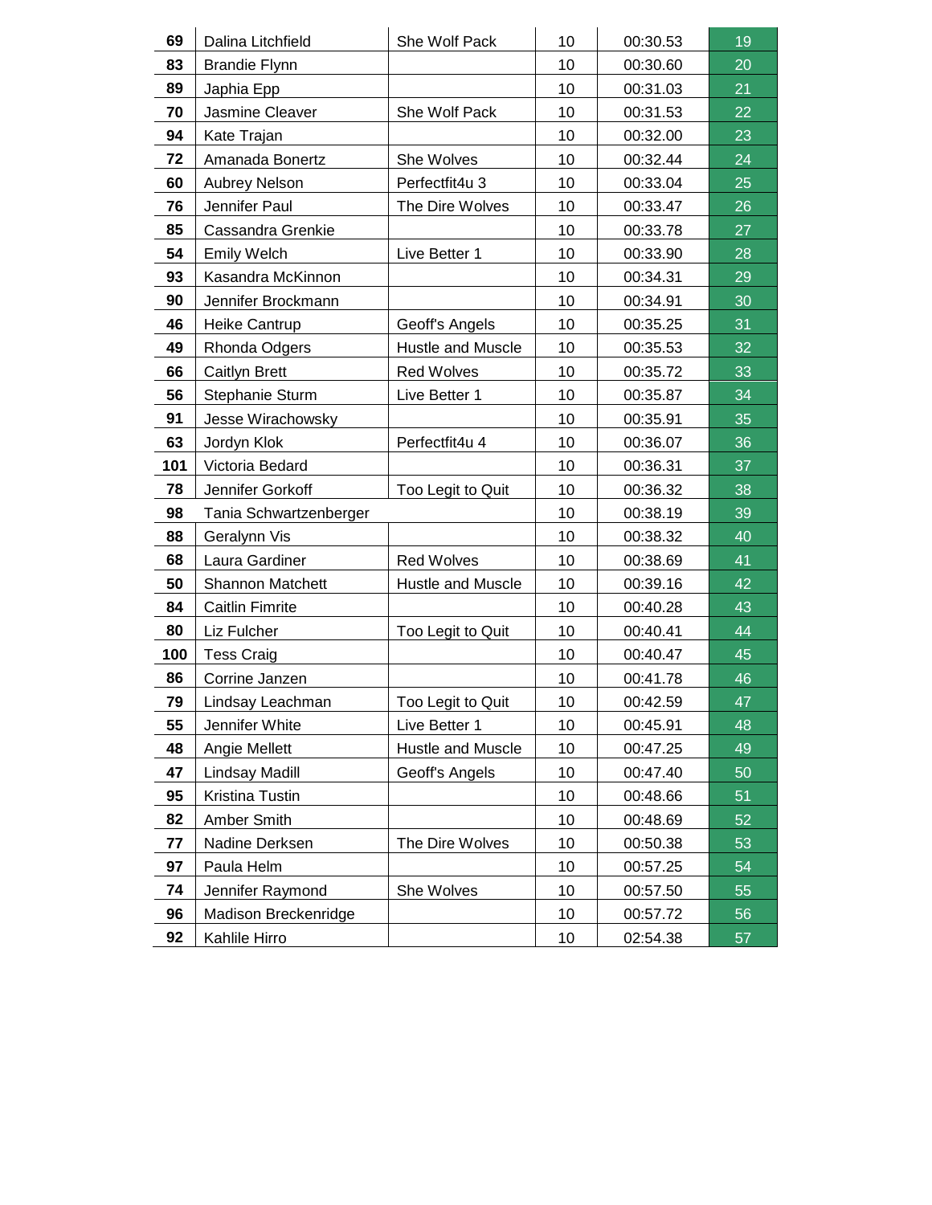| | | | | | |
|---|---|---|---|---|---|
| 69 | Dalina Litchfield | She Wolf Pack | 10 | 00:30.53 | 19 |
| 83 | Brandie Flynn | | 10 | 00:30.60 | 20 |
| 89 | Japhia Epp | | 10 | 00:31.03 | 21 |
| 70 | Jasmine Cleaver | She Wolf Pack | 10 | 00:31.53 | 22 |
| 94 | Kate Trajan | | 10 | 00:32.00 | 23 |
| 72 | Amanada Bonertz | She Wolves | 10 | 00:32.44 | 24 |
| 60 | Aubrey Nelson | Perfectfit4u 3 | 10 | 00:33.04 | 25 |
| 76 | Jennifer Paul | The Dire Wolves | 10 | 00:33.47 | 26 |
| 85 | Cassandra Grenkie | | 10 | 00:33.78 | 27 |
| 54 | Emily Welch | Live Better 1 | 10 | 00:33.90 | 28 |
| 93 | Kasandra McKinnon | | 10 | 00:34.31 | 29 |
| 90 | Jennifer Brockmann | | 10 | 00:34.91 | 30 |
| 46 | Heike Cantrup | Geoff's Angels | 10 | 00:35.25 | 31 |
| 49 | Rhonda Odgers | Hustle and Muscle | 10 | 00:35.53 | 32 |
| 66 | Caitlyn Brett | Red Wolves | 10 | 00:35.72 | 33 |
| 56 | Stephanie Sturm | Live Better 1 | 10 | 00:35.87 | 34 |
| 91 | Jesse Wirachowsky | | 10 | 00:35.91 | 35 |
| 63 | Jordyn Klok | Perfectfit4u 4 | 10 | 00:36.07 | 36 |
| 101 | Victoria Bedard | | 10 | 00:36.31 | 37 |
| 78 | Jennifer Gorkoff | Too Legit to Quit | 10 | 00:36.32 | 38 |
| 98 | Tania Schwartzenberger | | 10 | 00:38.19 | 39 |
| 88 | Geralynn Vis | | 10 | 00:38.32 | 40 |
| 68 | Laura Gardiner | Red Wolves | 10 | 00:38.69 | 41 |
| 50 | Shannon Matchett | Hustle and Muscle | 10 | 00:39.16 | 42 |
| 84 | Caitlin Fimrite | | 10 | 00:40.28 | 43 |
| 80 | Liz Fulcher | Too Legit to Quit | 10 | 00:40.41 | 44 |
| 100 | Tess Craig | | 10 | 00:40.47 | 45 |
| 86 | Corrine Janzen | | 10 | 00:41.78 | 46 |
| 79 | Lindsay Leachman | Too Legit to Quit | 10 | 00:42.59 | 47 |
| 55 | Jennifer White | Live Better 1 | 10 | 00:45.91 | 48 |
| 48 | Angie Mellett | Hustle and Muscle | 10 | 00:47.25 | 49 |
| 47 | Lindsay Madill | Geoff's Angels | 10 | 00:47.40 | 50 |
| 95 | Kristina Tustin | | 10 | 00:48.66 | 51 |
| 82 | Amber Smith | | 10 | 00:48.69 | 52 |
| 77 | Nadine Derksen | The Dire Wolves | 10 | 00:50.38 | 53 |
| 97 | Paula Helm | | 10 | 00:57.25 | 54 |
| 74 | Jennifer Raymond | She Wolves | 10 | 00:57.50 | 55 |
| 96 | Madison Breckenridge | | 10 | 00:57.72 | 56 |
| 92 | Kahlile Hirro | | 10 | 02:54.38 | 57 |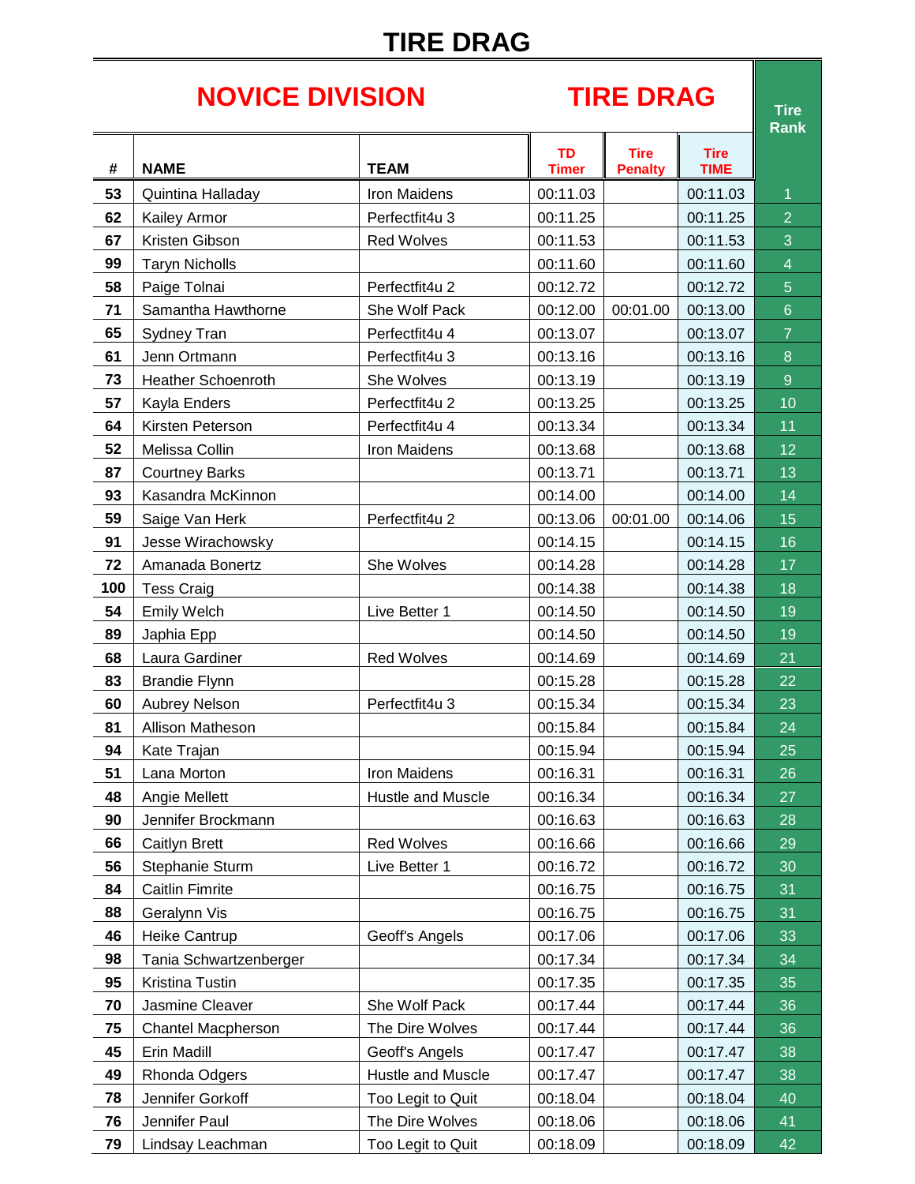# TIRE DRAG

## NOVICE DIVISION — TIRE DRAG

| # | NAME | TEAM | TD Timer | Tire Penalty | Tire TIME | Tire Rank |
|---|---|---|---|---|---|---|
| 53 | Quintina Halladay | Iron Maidens | 00:11.03 | | 00:11.03 | 1 |
| 62 | Kailey Armor | Perfectfit4u 3 | 00:11.25 | | 00:11.25 | 2 |
| 67 | Kristen Gibson | Red Wolves | 00:11.53 | | 00:11.53 | 3 |
| 99 | Taryn Nicholls | | 00:11.60 | | 00:11.60 | 4 |
| 58 | Paige Tolnai | Perfectfit4u 2 | 00:12.72 | | 00:12.72 | 5 |
| 71 | Samantha Hawthorne | She Wolf Pack | 00:12.00 | 00:01.00 | 00:13.00 | 6 |
| 65 | Sydney Tran | Perfectfit4u 4 | 00:13.07 | | 00:13.07 | 7 |
| 61 | Jenn Ortmann | Perfectfit4u 3 | 00:13.16 | | 00:13.16 | 8 |
| 73 | Heather Schoenroth | She Wolves | 00:13.19 | | 00:13.19 | 9 |
| 57 | Kayla Enders | Perfectfit4u 2 | 00:13.25 | | 00:13.25 | 10 |
| 64 | Kirsten Peterson | Perfectfit4u 4 | 00:13.34 | | 00:13.34 | 11 |
| 52 | Melissa Collin | Iron Maidens | 00:13.68 | | 00:13.68 | 12 |
| 87 | Courtney Barks | | 00:13.71 | | 00:13.71 | 13 |
| 93 | Kasandra McKinnon | | 00:14.00 | | 00:14.00 | 14 |
| 59 | Saige Van Herk | Perfectfit4u 2 | 00:13.06 | 00:01.00 | 00:14.06 | 15 |
| 91 | Jesse Wirachowsky | | 00:14.15 | | 00:14.15 | 16 |
| 72 | Amanada Bonertz | She Wolves | 00:14.28 | | 00:14.28 | 17 |
| 100 | Tess Craig | | 00:14.38 | | 00:14.38 | 18 |
| 54 | Emily Welch | Live Better 1 | 00:14.50 | | 00:14.50 | 19 |
| 89 | Japhia Epp | | 00:14.50 | | 00:14.50 | 19 |
| 68 | Laura Gardiner | Red Wolves | 00:14.69 | | 00:14.69 | 21 |
| 83 | Brandie Flynn | | 00:15.28 | | 00:15.28 | 22 |
| 60 | Aubrey Nelson | Perfectfit4u 3 | 00:15.34 | | 00:15.34 | 23 |
| 81 | Allison Matheson | | 00:15.84 | | 00:15.84 | 24 |
| 94 | Kate Trajan | | 00:15.94 | | 00:15.94 | 25 |
| 51 | Lana Morton | Iron Maidens | 00:16.31 | | 00:16.31 | 26 |
| 48 | Angie Mellett | Hustle and Muscle | 00:16.34 | | 00:16.34 | 27 |
| 90 | Jennifer Brockmann | | 00:16.63 | | 00:16.63 | 28 |
| 66 | Caitlyn Brett | Red Wolves | 00:16.66 | | 00:16.66 | 29 |
| 56 | Stephanie Sturm | Live Better 1 | 00:16.72 | | 00:16.72 | 30 |
| 84 | Caitlin Fimrite | | 00:16.75 | | 00:16.75 | 31 |
| 88 | Geralynn Vis | | 00:16.75 | | 00:16.75 | 31 |
| 46 | Heike Cantrup | Geoff's Angels | 00:17.06 | | 00:17.06 | 33 |
| 98 | Tania Schwartzenberger | | 00:17.34 | | 00:17.34 | 34 |
| 95 | Kristina Tustin | | 00:17.35 | | 00:17.35 | 35 |
| 70 | Jasmine Cleaver | She Wolf Pack | 00:17.44 | | 00:17.44 | 36 |
| 75 | Chantel Macpherson | The Dire Wolves | 00:17.44 | | 00:17.44 | 36 |
| 45 | Erin Madill | Geoff's Angels | 00:17.47 | | 00:17.47 | 38 |
| 49 | Rhonda Odgers | Hustle and Muscle | 00:17.47 | | 00:17.47 | 38 |
| 78 | Jennifer Gorkoff | Too Legit to Quit | 00:18.04 | | 00:18.04 | 40 |
| 76 | Jennifer Paul | The Dire Wolves | 00:18.06 | | 00:18.06 | 41 |
| 79 | Lindsay Leachman | Too Legit to Quit | 00:18.09 | | 00:18.09 | 42 |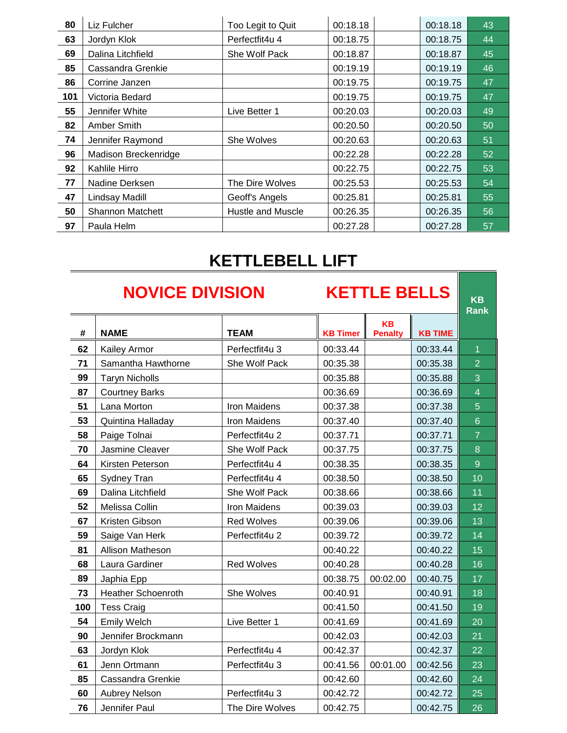| | | | | | | |
|---|---|---|---|---|---|---|
| 80 | Liz Fulcher | Too Legit to Quit | 00:18.18 | | 00:18.18 | 43 |
| 63 | Jordyn Klok | Perfectfit4u 4 | 00:18.75 | | 00:18.75 | 44 |
| 69 | Dalina Litchfield | She Wolf Pack | 00:18.87 | | 00:18.87 | 45 |
| 85 | Cassandra Grenkie | | 00:19.19 | | 00:19.19 | 46 |
| 86 | Corrine Janzen | | 00:19.75 | | 00:19.75 | 47 |
| 101 | Victoria Bedard | | 00:19.75 | | 00:19.75 | 47 |
| 55 | Jennifer White | Live Better 1 | 00:20.03 | | 00:20.03 | 49 |
| 82 | Amber Smith | | 00:20.50 | | 00:20.50 | 50 |
| 74 | Jennifer Raymond | She Wolves | 00:20.63 | | 00:20.63 | 51 |
| 96 | Madison Breckenridge | | 00:22.28 | | 00:22.28 | 52 |
| 92 | Kahlile Hirro | | 00:22.75 | | 00:22.75 | 53 |
| 77 | Nadine Derksen | The Dire Wolves | 00:25.53 | | 00:25.53 | 54 |
| 47 | Lindsay Madill | Geoff's Angels | 00:25.81 | | 00:25.81 | 55 |
| 50 | Shannon Matchett | Hustle and Muscle | 00:26.35 | | 00:26.35 | 56 |
| 97 | Paula Helm | | 00:27.28 | | 00:27.28 | 57 |

# KETTLEBELL LIFT

## NOVICE DIVISION — KETTLE BELLS

| # | NAME | TEAM | KB Timer | KB Penalty | KB TIME | KB Rank |
|---|---|---|---|---|---|---|
| 62 | Kailey Armor | Perfectfit4u 3 | 00:33.44 | | 00:33.44 | 1 |
| 71 | Samantha Hawthorne | She Wolf Pack | 00:35.38 | | 00:35.38 | 2 |
| 99 | Taryn Nicholls | | 00:35.88 | | 00:35.88 | 3 |
| 87 | Courtney Barks | | 00:36.69 | | 00:36.69 | 4 |
| 51 | Lana Morton | Iron Maidens | 00:37.38 | | 00:37.38 | 5 |
| 53 | Quintina Halladay | Iron Maidens | 00:37.40 | | 00:37.40 | 6 |
| 58 | Paige Tolnai | Perfectfit4u 2 | 00:37.71 | | 00:37.71 | 7 |
| 70 | Jasmine Cleaver | She Wolf Pack | 00:37.75 | | 00:37.75 | 8 |
| 64 | Kirsten Peterson | Perfectfit4u 4 | 00:38.35 | | 00:38.35 | 9 |
| 65 | Sydney Tran | Perfectfit4u 4 | 00:38.50 | | 00:38.50 | 10 |
| 69 | Dalina Litchfield | She Wolf Pack | 00:38.66 | | 00:38.66 | 11 |
| 52 | Melissa Collin | Iron Maidens | 00:39.03 | | 00:39.03 | 12 |
| 67 | Kristen Gibson | Red Wolves | 00:39.06 | | 00:39.06 | 13 |
| 59 | Saige Van Herk | Perfectfit4u 2 | 00:39.72 | | 00:39.72 | 14 |
| 81 | Allison Matheson | | 00:40.22 | | 00:40.22 | 15 |
| 68 | Laura Gardiner | Red Wolves | 00:40.28 | | 00:40.28 | 16 |
| 89 | Japhia Epp | | 00:38.75 | 00:02.00 | 00:40.75 | 17 |
| 73 | Heather Schoenroth | She Wolves | 00:40.91 | | 00:40.91 | 18 |
| 100 | Tess Craig | | 00:41.50 | | 00:41.50 | 19 |
| 54 | Emily Welch | Live Better 1 | 00:41.69 | | 00:41.69 | 20 |
| 90 | Jennifer Brockmann | | 00:42.03 | | 00:42.03 | 21 |
| 63 | Jordyn Klok | Perfectfit4u 4 | 00:42.37 | | 00:42.37 | 22 |
| 61 | Jenn Ortmann | Perfectfit4u 3 | 00:41.56 | 00:01.00 | 00:42.56 | 23 |
| 85 | Cassandra Grenkie | | 00:42.60 | | 00:42.60 | 24 |
| 60 | Aubrey Nelson | Perfectfit4u 3 | 00:42.72 | | 00:42.72 | 25 |
| 76 | Jennifer Paul | The Dire Wolves | 00:42.75 | | 00:42.75 | 26 |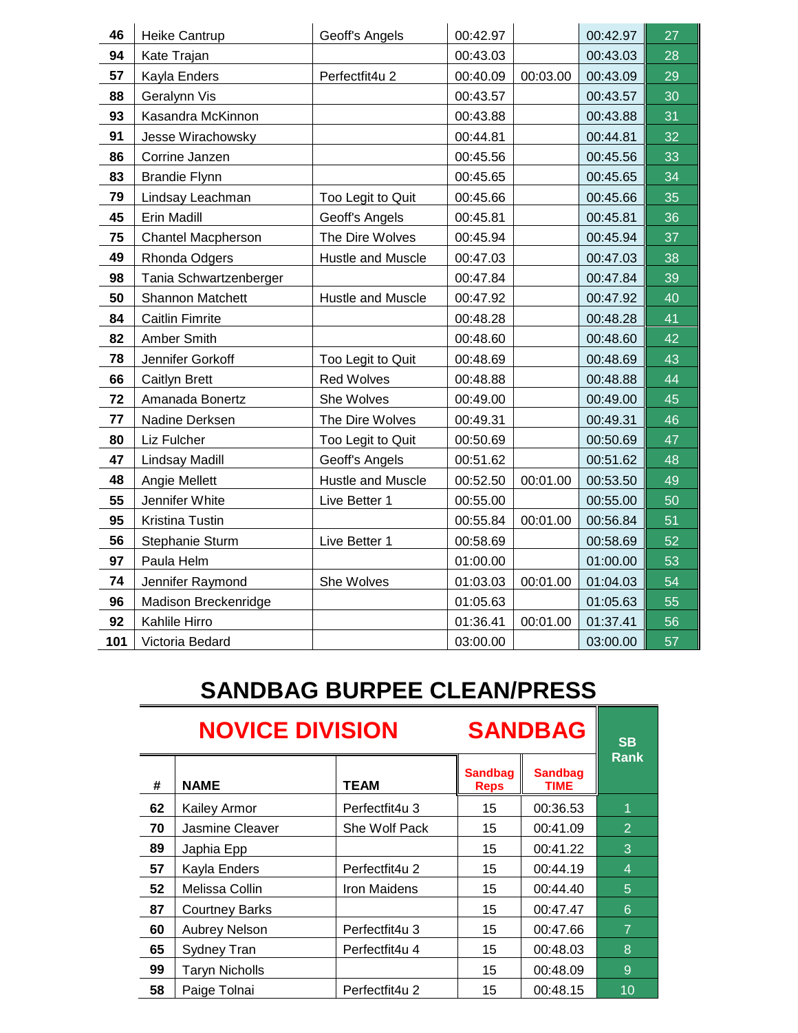| | | | | | | |
|---|---|---|---|---|---|---|
| 46 | Heike Cantrup | Geoff's Angels | 00:42.97 | | 00:42.97 | 27 |
| 94 | Kate Trajan | | 00:43.03 | | 00:43.03 | 28 |
| 57 | Kayla Enders | Perfectfit4u 2 | 00:40.09 | 00:03.00 | 00:43.09 | 29 |
| 88 | Geralynn Vis | | 00:43.57 | | 00:43.57 | 30 |
| 93 | Kasandra McKinnon | | 00:43.88 | | 00:43.88 | 31 |
| 91 | Jesse Wirachowsky | | 00:44.81 | | 00:44.81 | 32 |
| 86 | Corrine Janzen | | 00:45.56 | | 00:45.56 | 33 |
| 83 | Brandie Flynn | | 00:45.65 | | 00:45.65 | 34 |
| 79 | Lindsay Leachman | Too Legit to Quit | 00:45.66 | | 00:45.66 | 35 |
| 45 | Erin Madill | Geoff's Angels | 00:45.81 | | 00:45.81 | 36 |
| 75 | Chantel Macpherson | The Dire Wolves | 00:45.94 | | 00:45.94 | 37 |
| 49 | Rhonda Odgers | Hustle and Muscle | 00:47.03 | | 00:47.03 | 38 |
| 98 | Tania Schwartzenberger | | 00:47.84 | | 00:47.84 | 39 |
| 50 | Shannon Matchett | Hustle and Muscle | 00:47.92 | | 00:47.92 | 40 |
| 84 | Caitlin Fimrite | | 00:48.28 | | 00:48.28 | 41 |
| 82 | Amber Smith | | 00:48.60 | | 00:48.60 | 42 |
| 78 | Jennifer Gorkoff | Too Legit to Quit | 00:48.69 | | 00:48.69 | 43 |
| 66 | Caitlyn Brett | Red Wolves | 00:48.88 | | 00:48.88 | 44 |
| 72 | Amanada Bonertz | She Wolves | 00:49.00 | | 00:49.00 | 45 |
| 77 | Nadine Derksen | The Dire Wolves | 00:49.31 | | 00:49.31 | 46 |
| 80 | Liz Fulcher | Too Legit to Quit | 00:50.69 | | 00:50.69 | 47 |
| 47 | Lindsay Madill | Geoff's Angels | 00:51.62 | | 00:51.62 | 48 |
| 48 | Angie Mellett | Hustle and Muscle | 00:52.50 | 00:01.00 | 00:53.50 | 49 |
| 55 | Jennifer White | Live Better 1 | 00:55.00 | | 00:55.00 | 50 |
| 95 | Kristina Tustin | | 00:55.84 | 00:01.00 | 00:56.84 | 51 |
| 56 | Stephanie Sturm | Live Better 1 | 00:58.69 | | 00:58.69 | 52 |
| 97 | Paula Helm | | 01:00.00 | | 01:00.00 | 53 |
| 74 | Jennifer Raymond | She Wolves | 01:03.03 | 00:01.00 | 01:04.03 | 54 |
| 96 | Madison Breckenridge | | 01:05.63 | | 01:05.63 | 55 |
| 92 | Kahlile Hirro | | 01:36.41 | 00:01.00 | 01:37.41 | 56 |
| 101 | Victoria Bedard | | 03:00.00 | | 03:00.00 | 57 |

# SANDBAG BURPEE CLEAN/PRESS

| NOVICE DIVISION | | | SANDBAG | | SB Rank |
|---|---|---|---|---|---|
| **#** | **NAME** | **TEAM** | **Sandbag Reps** | **Sandbag TIME** | |
| 62 | Kailey Armor | Perfectfit4u 3 | 15 | 00:36.53 | 1 |
| 70 | Jasmine Cleaver | She Wolf Pack | 15 | 00:41.09 | 2 |
| 89 | Japhia Epp | | 15 | 00:41.22 | 3 |
| 57 | Kayla Enders | Perfectfit4u 2 | 15 | 00:44.19 | 4 |
| 52 | Melissa Collin | Iron Maidens | 15 | 00:44.40 | 5 |
| 87 | Courtney Barks | | 15 | 00:47.47 | 6 |
| 60 | Aubrey Nelson | Perfectfit4u 3 | 15 | 00:47.66 | 7 |
| 65 | Sydney Tran | Perfectfit4u 4 | 15 | 00:48.03 | 8 |
| 99 | Taryn Nicholls | | 15 | 00:48.09 | 9 |
| 58 | Paige Tolnai | Perfectfit4u 2 | 15 | 00:48.15 | 10 |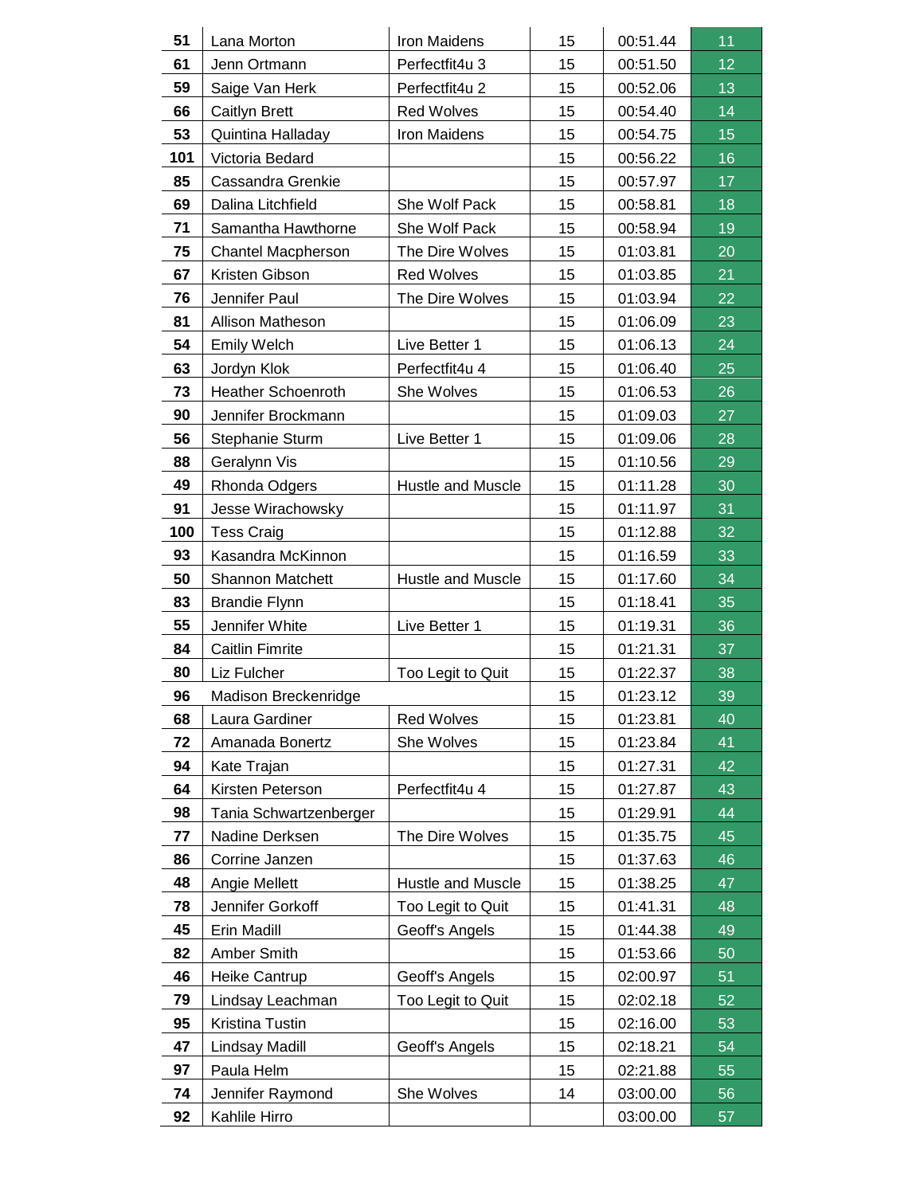| | | | | | |
|---|---|---|---|---|---|
| 51 | Lana Morton | Iron Maidens | 15 | 00:51.44 | 11 |
| 61 | Jenn Ortmann | Perfectfit4u 3 | 15 | 00:51.50 | 12 |
| 59 | Saige Van Herk | Perfectfit4u 2 | 15 | 00:52.06 | 13 |
| 66 | Caitlyn Brett | Red Wolves | 15 | 00:54.40 | 14 |
| 53 | Quintina Halladay | Iron Maidens | 15 | 00:54.75 | 15 |
| 101 | Victoria Bedard | | 15 | 00:56.22 | 16 |
| 85 | Cassandra Grenkie | | 15 | 00:57.97 | 17 |
| 69 | Dalina Litchfield | She Wolf Pack | 15 | 00:58.81 | 18 |
| 71 | Samantha Hawthorne | She Wolf Pack | 15 | 00:58.94 | 19 |
| 75 | Chantel Macpherson | The Dire Wolves | 15 | 01:03.81 | 20 |
| 67 | Kristen Gibson | Red Wolves | 15 | 01:03.85 | 21 |
| 76 | Jennifer Paul | The Dire Wolves | 15 | 01:03.94 | 22 |
| 81 | Allison Matheson | | 15 | 01:06.09 | 23 |
| 54 | Emily Welch | Live Better 1 | 15 | 01:06.13 | 24 |
| 63 | Jordyn Klok | Perfectfit4u 4 | 15 | 01:06.40 | 25 |
| 73 | Heather Schoenroth | She Wolves | 15 | 01:06.53 | 26 |
| 90 | Jennifer Brockmann | | 15 | 01:09.03 | 27 |
| 56 | Stephanie Sturm | Live Better 1 | 15 | 01:09.06 | 28 |
| 88 | Geralynn Vis | | 15 | 01:10.56 | 29 |
| 49 | Rhonda Odgers | Hustle and Muscle | 15 | 01:11.28 | 30 |
| 91 | Jesse Wirachowsky | | 15 | 01:11.97 | 31 |
| 100 | Tess Craig | | 15 | 01:12.88 | 32 |
| 93 | Kasandra McKinnon | | 15 | 01:16.59 | 33 |
| 50 | Shannon Matchett | Hustle and Muscle | 15 | 01:17.60 | 34 |
| 83 | Brandie Flynn | | 15 | 01:18.41 | 35 |
| 55 | Jennifer White | Live Better 1 | 15 | 01:19.31 | 36 |
| 84 | Caitlin Fimrite | | 15 | 01:21.31 | 37 |
| 80 | Liz Fulcher | Too Legit to Quit | 15 | 01:22.37 | 38 |
| 96 | Madison Breckenridge | | 15 | 01:23.12 | 39 |
| 68 | Laura Gardiner | Red Wolves | 15 | 01:23.81 | 40 |
| 72 | Amanada Bonertz | She Wolves | 15 | 01:23.84 | 41 |
| 94 | Kate Trajan | | 15 | 01:27.31 | 42 |
| 64 | Kirsten Peterson | Perfectfit4u 4 | 15 | 01:27.87 | 43 |
| 98 | Tania Schwartzenberger | | 15 | 01:29.91 | 44 |
| 77 | Nadine Derksen | The Dire Wolves | 15 | 01:35.75 | 45 |
| 86 | Corrine Janzen | | 15 | 01:37.63 | 46 |
| 48 | Angie Mellett | Hustle and Muscle | 15 | 01:38.25 | 47 |
| 78 | Jennifer Gorkoff | Too Legit to Quit | 15 | 01:41.31 | 48 |
| 45 | Erin Madill | Geoff's Angels | 15 | 01:44.38 | 49 |
| 82 | Amber Smith | | 15 | 01:53.66 | 50 |
| 46 | Heike Cantrup | Geoff's Angels | 15 | 02:00.97 | 51 |
| 79 | Lindsay Leachman | Too Legit to Quit | 15 | 02:02.18 | 52 |
| 95 | Kristina Tustin | | 15 | 02:16.00 | 53 |
| 47 | Lindsay Madill | Geoff's Angels | 15 | 02:18.21 | 54 |
| 97 | Paula Helm | | 15 | 02:21.88 | 55 |
| 74 | Jennifer Raymond | She Wolves | 14 | 03:00.00 | 56 |
| 92 | Kahlile Hirro | | | 03:00.00 | 57 |